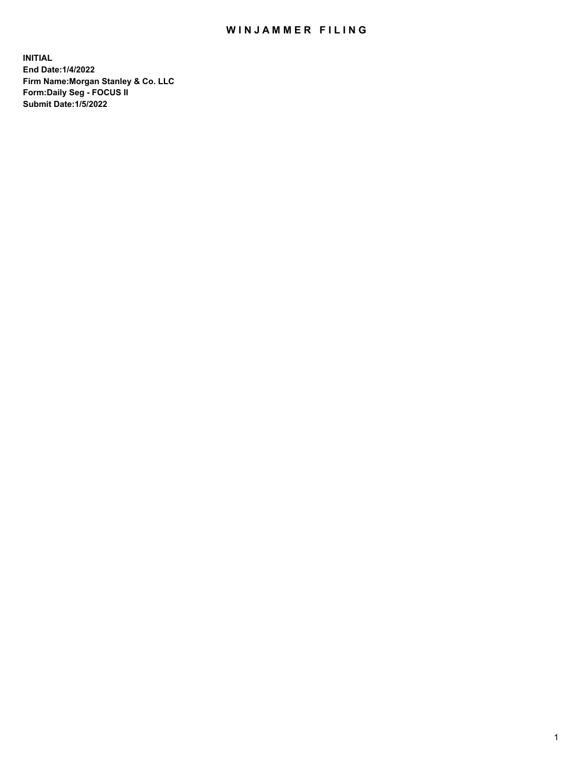# WINJAMMER FILING

**INITIAL**
**End Date:1/4/2022**
**Firm Name:Morgan Stanley & Co. LLC**
**Form:Daily Seg - FOCUS II**
**Submit Date:1/5/2022**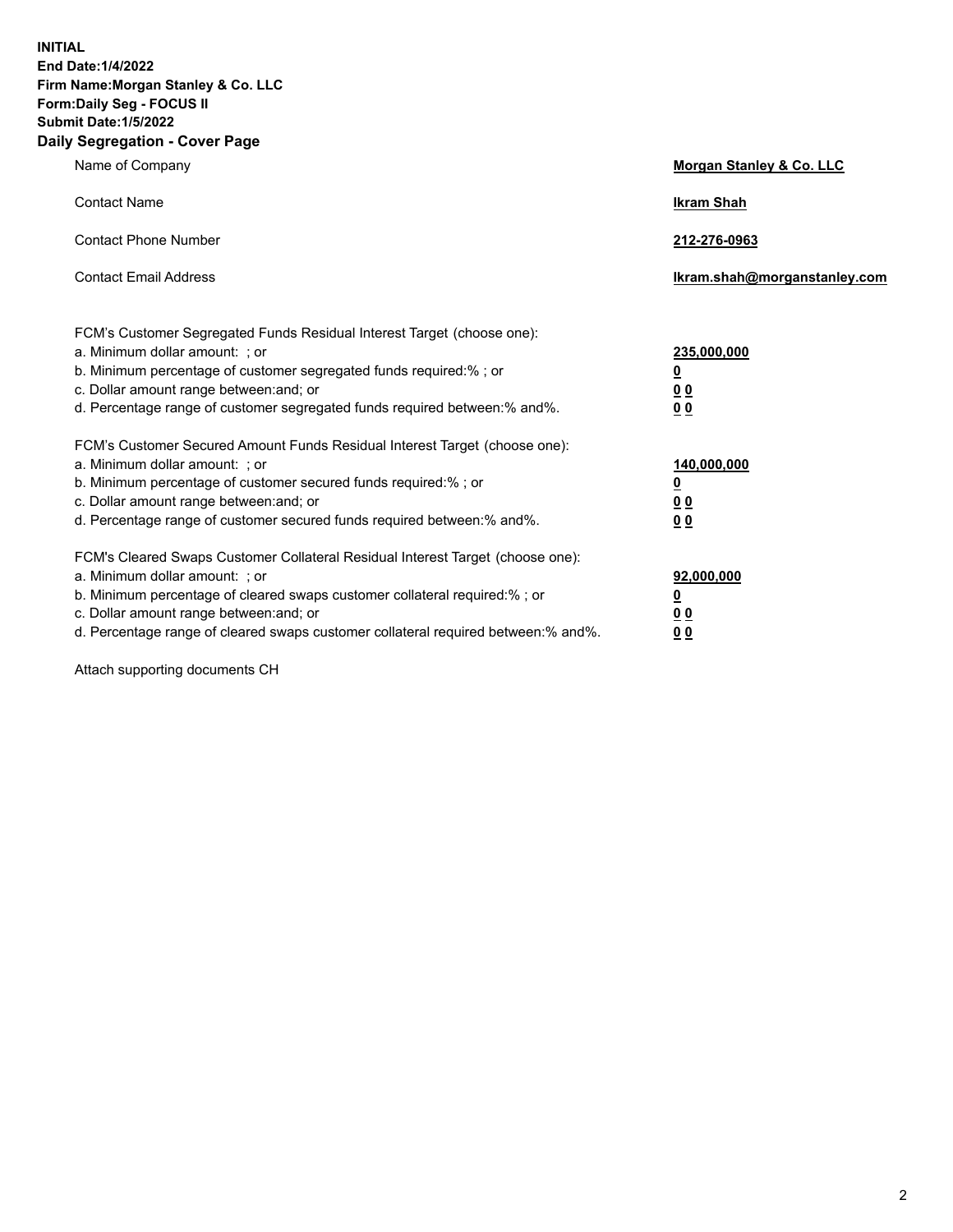**INITIAL**
**End Date:1/4/2022**
**Firm Name:Morgan Stanley & Co. LLC**
**Form:Daily Seg - FOCUS II**
**Submit Date:1/5/2022**

## Daily Segregation - Cover Page

| | |
|---|---|
| Name of Company | **Morgan Stanley & Co. LLC** |
| Contact Name | **Ikram Shah** |
| Contact Phone Number | **212-276-0963** |
| Contact Email Address | **Ikram.shah@morganstanley.com** |

| | |
|---|---|
| FCM's Customer Segregated Funds Residual Interest Target (choose one): | |
| a. Minimum dollar amount: ; or | **235,000,000** |
| b. Minimum percentage of customer segregated funds required:% ; or | **0** |
| c. Dollar amount range between:and; or | **0 0** |
| d. Percentage range of customer segregated funds required between:% and%. | **0 0** |
| FCM's Customer Secured Amount Funds Residual Interest Target (choose one): | |
| a. Minimum dollar amount: ; or | **140,000,000** |
| b. Minimum percentage of customer secured funds required:% ; or | **0** |
| c. Dollar amount range between:and; or | **0 0** |
| d. Percentage range of customer secured funds required between:% and%. | **0 0** |
| FCM's Cleared Swaps Customer Collateral Residual Interest Target (choose one): | |
| a. Minimum dollar amount: ; or | **92,000,000** |
| b. Minimum percentage of cleared swaps customer collateral required:% ; or | **0** |
| c. Dollar amount range between:and; or | **0 0** |
| d. Percentage range of cleared swaps customer collateral required between:% and%. | **0 0** |

Attach supporting documents CH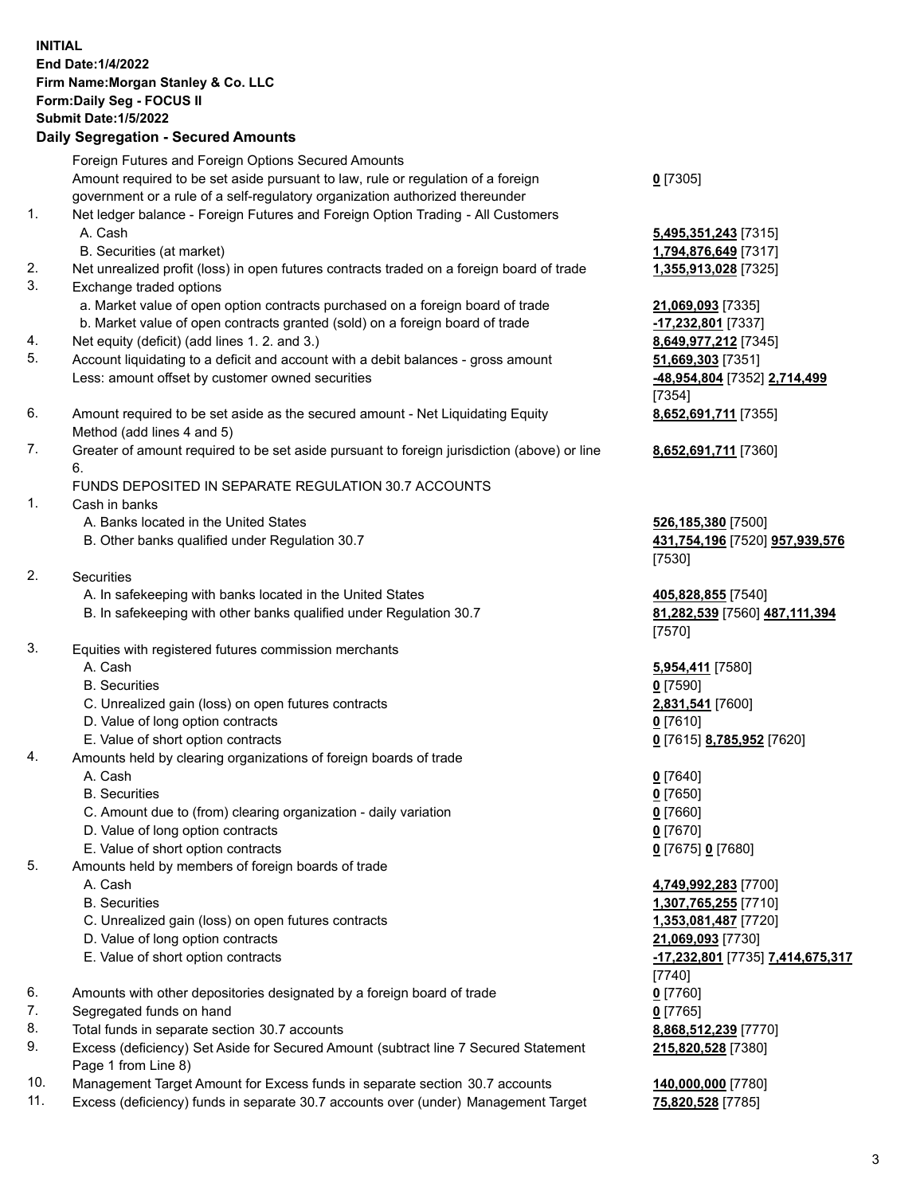**INITIAL**
**End Date:1/4/2022**
**Firm Name:Morgan Stanley & Co. LLC**
**Form:Daily Seg - FOCUS II**
**Submit Date:1/5/2022**

**Daily Segregation - Secured Amounts**

| | | |
|---|---|---|
| | Foreign Futures and Foreign Options Secured Amounts | |
| | Amount required to be set aside pursuant to law, rule or regulation of a foreign government or a rule of a self-regulatory organization authorized thereunder | **0** [7305] |
| 1. | Net ledger balance - Foreign Futures and Foreign Option Trading - All Customers | |
| | A. Cash | **5,495,351,243** [7315] |
| | B. Securities (at market) | **1,794,876,649** [7317] |
| 2. | Net unrealized profit (loss) in open futures contracts traded on a foreign board of trade | **1,355,913,028** [7325] |
| 3. | Exchange traded options | |
| | a. Market value of open option contracts purchased on a foreign board of trade | **21,069,093** [7335] |
| | b. Market value of open contracts granted (sold) on a foreign board of trade | **-17,232,801** [7337] |
| 4. | Net equity (deficit) (add lines 1. 2. and 3.) | **8,649,977,212** [7345] |
| 5. | Account liquidating to a deficit and account with a debit balances - gross amount | **51,669,303** [7351] |
| | Less: amount offset by customer owned securities | **-48,954,804** [7352] **2,714,499** [7354] |
| 6. | Amount required to be set aside as the secured amount - Net Liquidating Equity Method (add lines 4 and 5) | **8,652,691,711** [7355] |
| 7. | Greater of amount required to be set aside pursuant to foreign jurisdiction (above) or line 6. | **8,652,691,711** [7360] |
| | FUNDS DEPOSITED IN SEPARATE REGULATION 30.7 ACCOUNTS | |
| 1. | Cash in banks | |
| | A. Banks located in the United States | **526,185,380** [7500] |
| | B. Other banks qualified under Regulation 30.7 | **431,754,196** [7520] **957,939,576** [7530] |
| 2. | Securities | |
| | A. In safekeeping with banks located in the United States | **405,828,855** [7540] |
| | B. In safekeeping with other banks qualified under Regulation 30.7 | **81,282,539** [7560] **487,111,394** [7570] |
| 3. | Equities with registered futures commission merchants | |
| | A. Cash | **5,954,411** [7580] |
| | B. Securities | **0** [7590] |
| | C. Unrealized gain (loss) on open futures contracts | **2,831,541** [7600] |
| | D. Value of long option contracts | **0** [7610] |
| | E. Value of short option contracts | **0** [7615] **8,785,952** [7620] |
| 4. | Amounts held by clearing organizations of foreign boards of trade | |
| | A. Cash | **0** [7640] |
| | B. Securities | **0** [7650] |
| | C. Amount due to (from) clearing organization - daily variation | **0** [7660] |
| | D. Value of long option contracts | **0** [7670] |
| | E. Value of short option contracts | **0** [7675] **0** [7680] |
| 5. | Amounts held by members of foreign boards of trade | |
| | A. Cash | **4,749,992,283** [7700] |
| | B. Securities | **1,307,765,255** [7710] |
| | C. Unrealized gain (loss) on open futures contracts | **1,353,081,487** [7720] |
| | D. Value of long option contracts | **21,069,093** [7730] |
| | E. Value of short option contracts | **-17,232,801** [7735] **7,414,675,317** [7740] |
| 6. | Amounts with other depositories designated by a foreign board of trade | **0** [7760] |
| 7. | Segregated funds on hand | **0** [7765] |
| 8. | Total funds in separate section 30.7 accounts | **8,868,512,239** [7770] |
| 9. | Excess (deficiency) Set Aside for Secured Amount (subtract line 7 Secured Statement Page 1 from Line 8) | **215,820,528** [7380] |
| 10. | Management Target Amount for Excess funds in separate section 30.7 accounts | **140,000,000** [7780] |
| 11. | Excess (deficiency) funds in separate 30.7 accounts over (under) Management Target | **75,820,528** [7785] |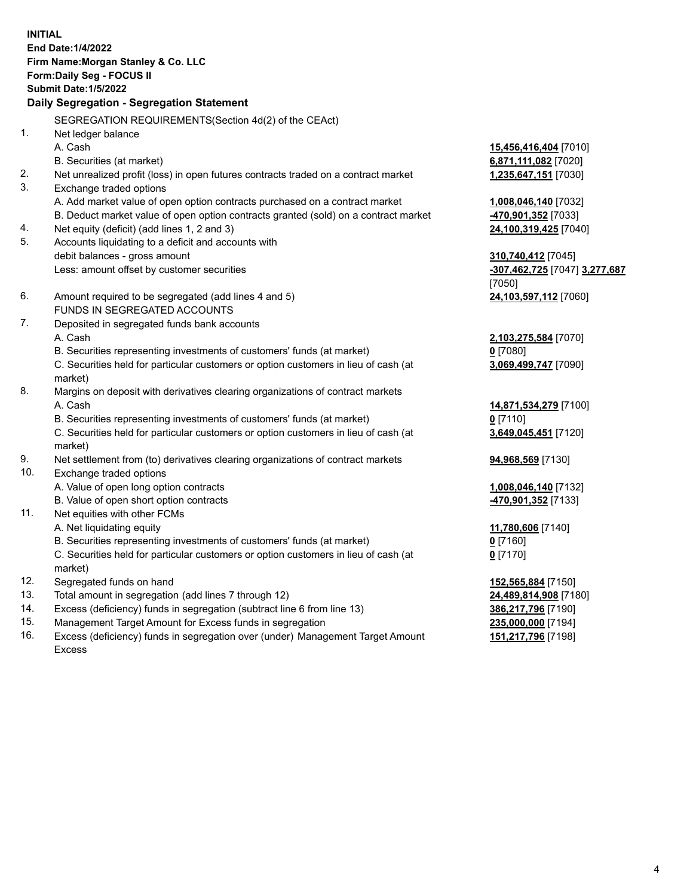**INITIAL**
**End Date:1/4/2022**
**Firm Name:Morgan Stanley & Co. LLC**
**Form:Daily Seg - FOCUS II**
**Submit Date:1/5/2022**

### Daily Segregation - Segregation Statement

| | | |
|---|---|---|
| | SEGREGATION REQUIREMENTS(Section 4d(2) of the CEAct) | |
| 1. | Net ledger balance | |
| | A. Cash | **15,456,416,404** [7010] |
| | B. Securities (at market) | **6,871,111,082** [7020] |
| 2. | Net unrealized profit (loss) in open futures contracts traded on a contract market | **1,235,647,151** [7030] |
| 3. | Exchange traded options | |
| | A. Add market value of open option contracts purchased on a contract market | **1,008,046,140** [7032] |
| | B. Deduct market value of open option contracts granted (sold) on a contract market | **-470,901,352** [7033] |
| 4. | Net equity (deficit) (add lines 1, 2 and 3) | **24,100,319,425** [7040] |
| 5. | Accounts liquidating to a deficit and accounts with debit balances - gross amount | **310,740,412** [7045] |
| | Less: amount offset by customer securities | **-307,462,725** [7047] **3,277,687** [7050] |
| 6. | Amount required to be segregated (add lines 4 and 5) | **24,103,597,112** [7060] |
| | FUNDS IN SEGREGATED ACCOUNTS | |
| 7. | Deposited in segregated funds bank accounts | |
| | A. Cash | **2,103,275,584** [7070] |
| | B. Securities representing investments of customers' funds (at market) | **0** [7080] |
| | C. Securities held for particular customers or option customers in lieu of cash (at market) | **3,069,499,747** [7090] |
| 8. | Margins on deposit with derivatives clearing organizations of contract markets | |
| | A. Cash | **14,871,534,279** [7100] |
| | B. Securities representing investments of customers' funds (at market) | **0** [7110] |
| | C. Securities held for particular customers or option customers in lieu of cash (at market) | **3,649,045,451** [7120] |
| 9. | Net settlement from (to) derivatives clearing organizations of contract markets | **94,968,569** [7130] |
| 10. | Exchange traded options | |
| | A. Value of open long option contracts | **1,008,046,140** [7132] |
| | B. Value of open short option contracts | **-470,901,352** [7133] |
| 11. | Net equities with other FCMs | |
| | A. Net liquidating equity | **11,780,606** [7140] |
| | B. Securities representing investments of customers' funds (at market) | **0** [7160] |
| | C. Securities held for particular customers or option customers in lieu of cash (at market) | **0** [7170] |
| 12. | Segregated funds on hand | **152,565,884** [7150] |
| 13. | Total amount in segregation (add lines 7 through 12) | **24,489,814,908** [7180] |
| 14. | Excess (deficiency) funds in segregation (subtract line 6 from line 13) | **386,217,796** [7190] |
| 15. | Management Target Amount for Excess funds in segregation | **235,000,000** [7194] |
| 16. | Excess (deficiency) funds in segregation over (under) Management Target Amount Excess | **151,217,796** [7198] |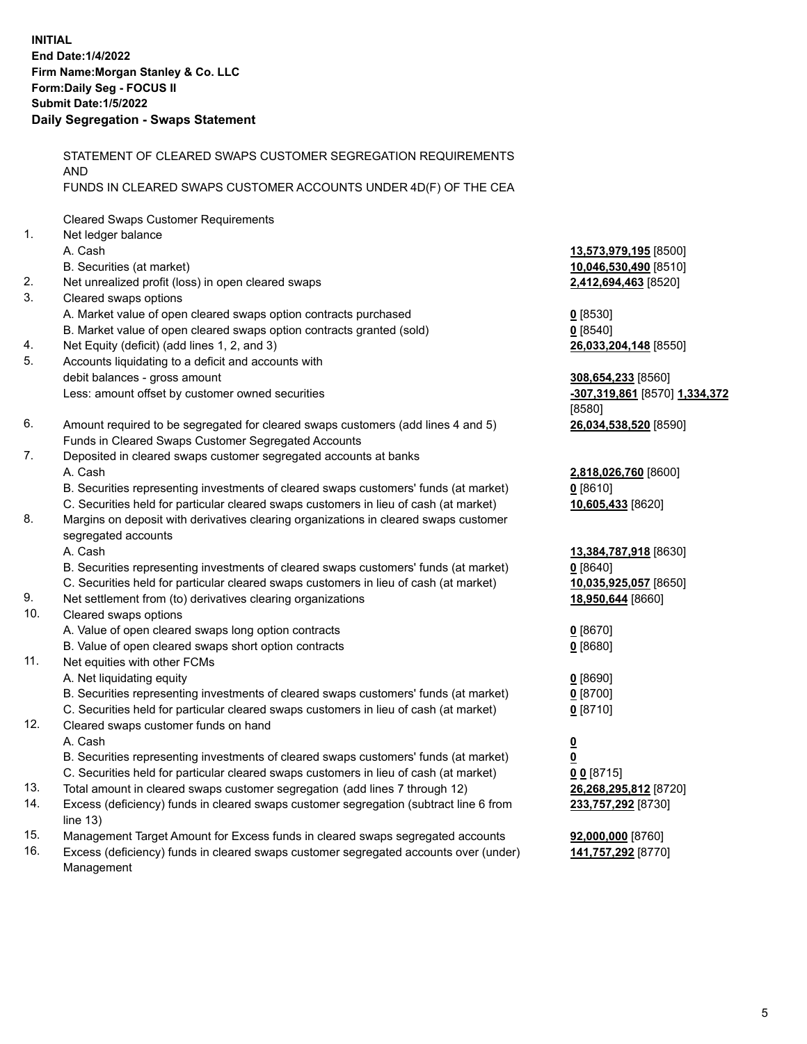**INITIAL**
**End Date:1/4/2022**
**Firm Name:Morgan Stanley & Co. LLC**
**Form:Daily Seg - FOCUS II**
**Submit Date:1/5/2022**
**Daily Segregation - Swaps Statement**

STATEMENT OF CLEARED SWAPS CUSTOMER SEGREGATION REQUIREMENTS AND FUNDS IN CLEARED SWAPS CUSTOMER ACCOUNTS UNDER 4D(F) OF THE CEA

| | | |
|---|---|---|
| | Cleared Swaps Customer Requirements | |
| 1. | Net ledger balance | |
| | A. Cash | **13,573,979,195** [8500] |
| | B. Securities (at market) | **10,046,530,490** [8510] |
| 2. | Net unrealized profit (loss) in open cleared swaps | **2,412,694,463** [8520] |
| 3. | Cleared swaps options | |
| | A. Market value of open cleared swaps option contracts purchased | **0** [8530] |
| | B. Market value of open cleared swaps option contracts granted (sold) | **0** [8540] |
| 4. | Net Equity (deficit) (add lines 1, 2, and 3) | **26,033,204,148** [8550] |
| 5. | Accounts liquidating to a deficit and accounts with debit balances - gross amount | **308,654,233** [8560] |
| | Less: amount offset by customer owned securities | **-307,319,861** [8570] **1,334,372** [8580] |
| 6. | Amount required to be segregated for cleared swaps customers (add lines 4 and 5) | **26,034,538,520** [8590] |
| | Funds in Cleared Swaps Customer Segregated Accounts | |
| 7. | Deposited in cleared swaps customer segregated accounts at banks | |
| | A. Cash | **2,818,026,760** [8600] |
| | B. Securities representing investments of cleared swaps customers' funds (at market) | **0** [8610] |
| | C. Securities held for particular cleared swaps customers in lieu of cash (at market) | **10,605,433** [8620] |
| 8. | Margins on deposit with derivatives clearing organizations in cleared swaps customer segregated accounts | |
| | A. Cash | **13,384,787,918** [8630] |
| | B. Securities representing investments of cleared swaps customers' funds (at market) | **0** [8640] |
| | C. Securities held for particular cleared swaps customers in lieu of cash (at market) | **10,035,925,057** [8650] |
| 9. | Net settlement from (to) derivatives clearing organizations | **18,950,644** [8660] |
| 10. | Cleared swaps options | |
| | A. Value of open cleared swaps long option contracts | **0** [8670] |
| | B. Value of open cleared swaps short option contracts | **0** [8680] |
| 11. | Net equities with other FCMs | |
| | A. Net liquidating equity | **0** [8690] |
| | B. Securities representing investments of cleared swaps customers' funds (at market) | **0** [8700] |
| | C. Securities held for particular cleared swaps customers in lieu of cash (at market) | **0** [8710] |
| 12. | Cleared swaps customer funds on hand | |
| | A. Cash | **0** |
| | B. Securities representing investments of cleared swaps customers' funds (at market) | **0** |
| | C. Securities held for particular cleared swaps customers in lieu of cash (at market) | **0** **0** [8715] |
| 13. | Total amount in cleared swaps customer segregation (add lines 7 through 12) | **26,268,295,812** [8720] |
| 14. | Excess (deficiency) funds in cleared swaps customer segregation (subtract line 6 from line 13) | **233,757,292** [8730] |
| 15. | Management Target Amount for Excess funds in cleared swaps segregated accounts | **92,000,000** [8760] |
| 16. | Excess (deficiency) funds in cleared swaps customer segregated accounts over (under) Management | **141,757,292** [8770] |